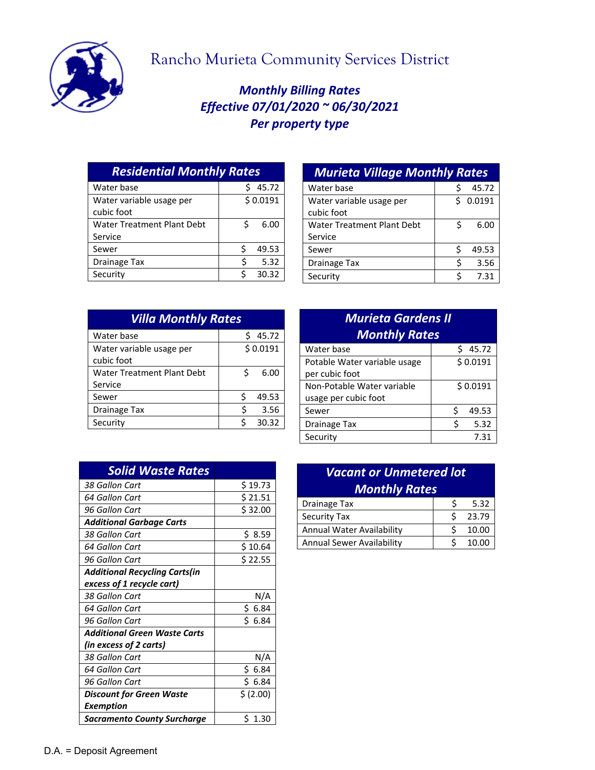# Rancho Murieta Community Services District

## *Monthly Billing Rates*
## *Effective 07/01/2020 ~ 06/30/2021*
## *Per property type*

| ***Residential Monthly Rates*** | |
|---|---|
| Water base | $ 45.72 |
| Water variable usage per cubic foot | $ 0.0191 |
| Water Treatment Plant Debt Service | $ 6.00 |
| Sewer | $ 49.53 |
| Drainage Tax | $ 5.32 |
| Security | $ 30.32 |

| ***Murieta Village Monthly Rates*** | |
|---|---|
| Water base | $ 45.72 |
| Water variable usage per cubic foot | $ 0.0191 |
| Water Treatment Plant Debt Service | $ 6.00 |
| Sewer | $ 49.53 |
| Drainage Tax | $ 3.56 |
| Security | $ 7.31 |

| ***Villa Monthly Rates*** | |
|---|---|
| Water base | $ 45.72 |
| Water variable usage per cubic foot | $ 0.0191 |
| Water Treatment Plant Debt Service | $ 6.00 |
| Sewer | $ 49.53 |
| Drainage Tax | $ 3.56 |
| Security | $ 30.32 |

| ***Murieta Gardens II Monthly Rates*** | |
|---|---|
| Water base | $ 45.72 |
| Potable Water variable usage per cubic foot | $ 0.0191 |
| Non-Potable Water variable usage per cubic foot | $ 0.0191 |
| Sewer | $ 49.53 |
| Drainage Tax | $ 5.32 |
| Security | 7.31 |

| ***Solid Waste Rates*** | |
|---|---|
| *38 Gallon Cart* | $ 19.73 |
| *64 Gallon Cart* | $ 21.51 |
| *96 Gallon Cart* | $ 32.00 |
| ***Additional Garbage Carts*** | |
| *38 Gallon Cart* | $ 8.59 |
| *64 Gallon Cart* | $ 10.64 |
| *96 Gallon Cart* | $ 22.55 |
| ***Additional Recycling Carts(in excess of 1 recycle cart)*** | |
| *38 Gallon Cart* | N/A |
| *64 Gallon Cart* | $ 6.84 |
| *96 Gallon Cart* | $ 6.84 |
| ***Additional Green Waste Carts (in excess of 2 carts)*** | |
| *38 Gallon Cart* | N/A |
| *64 Gallon Cart* | $ 6.84 |
| *96 Gallon Cart* | $ 6.84 |
| ***Discount for Green Waste Exemption*** | $ (2.00) |
| ***Sacramento County Surcharge*** | $ 1.30 |

| ***Vacant or Unmetered lot Monthly Rates*** | |
|---|---|
| Drainage Tax | $ 5.32 |
| Security Tax | $ 23.79 |
| Annual Water Availability | $ 10.00 |
| Annual Sewer Availability | $ 10.00 |

D.A. = Deposit Agreement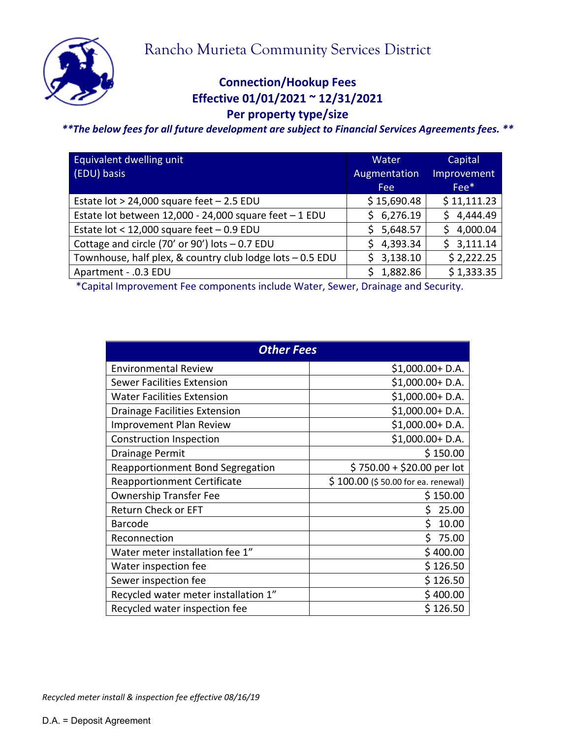# Rancho Murieta Community Services District

## Connection/Hookup Fees
## Effective 01/01/2021 ~ 12/31/2021
## Per property type/size

***\*\*The below fees for all future development are subject to Financial Services Agreements fees. \*\****

| Equivalent dwelling unit (EDU) basis | Water Augmentation Fee | Capital Improvement Fee* |
|---|---|---|
| Estate lot > 24,000 square feet – 2.5 EDU | $ 15,690.48 | $ 11,111.23 |
| Estate lot between 12,000 - 24,000 square feet – 1 EDU | $ 6,276.19 | $ 4,444.49 |
| Estate lot < 12,000 square feet – 0.9 EDU | $ 5,648.57 | $ 4,000.04 |
| Cottage and circle (70' or 90') lots – 0.7 EDU | $ 4,393.34 | $ 3,111.14 |
| Townhouse, half plex, & country club lodge lots – 0.5 EDU | $ 3,138.10 | $ 2,222.25 |
| Apartment - .0.3 EDU | $ 1,882.86 | $ 1,333.35 |

*Capital Improvement Fee components include Water, Sewer, Drainage and Security.

| ***Other Fees*** | |
|---|---|
| Environmental Review | $1,000.00+ D.A. |
| Sewer Facilities Extension | $1,000.00+ D.A. |
| Water Facilities Extension | $1,000.00+ D.A. |
| Drainage Facilities Extension | $1,000.00+ D.A. |
| Improvement Plan Review | $1,000.00+ D.A. |
| Construction Inspection | $1,000.00+ D.A. |
| Drainage Permit | $ 150.00 |
| Reapportionment Bond Segregation | $ 750.00 + $20.00 per lot |
| Reapportionment Certificate | $ 100.00 ($ 50.00 for ea. renewal) |
| Ownership Transfer Fee | $ 150.00 |
| Return Check or EFT | $ 25.00 |
| Barcode | $ 10.00 |
| Reconnection | $ 75.00 |
| Water meter installation fee 1" | $ 400.00 |
| Water inspection fee | $ 126.50 |
| Sewer inspection fee | $ 126.50 |
| Recycled water meter installation 1" | $ 400.00 |
| Recycled water inspection fee | $ 126.50 |

*Recycled meter install & inspection fee effective 08/16/19*

D.A. = Deposit Agreement